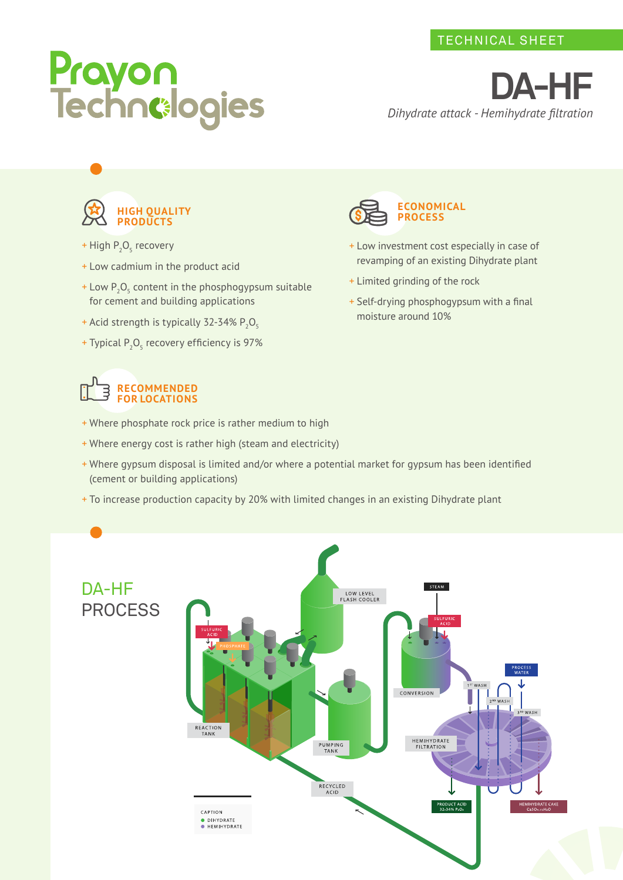TECHNICAL SHEET

# Prayon Technologies

# DA-HF

*Dihydrate attack - Hemihydrate filtration*

## HIGH QUALITY PRODUCTS

- High $P_2O_5$ recovery
- Low cadmium in the product acid
- Low $P_2O_5$ content in the phosphogypsum suitable for cement and building applications
- Acid strength is typically 32-34% $P_2O_5$
- Typical $P_2O_5$ recovery efficiency is 97%

## ECONOMICAL PROCESS

- Low investment cost especially in case of revamping of an existing Dihydrate plant
- Limited grinding of the rock
- Self-drying phosphogypsum with a final moisture around 10%

## RECOMMENDED FOR LOCATIONS

- Where phosphate rock price is rather medium to high
- Where energy cost is rather high (steam and electricity)
- Where gypsum disposal is limited and/or where a potential market for gypsum has been identified (cement or building applications)
- To increase production capacity by 20% with limited changes in an existing Dihydrate plant

## DA-HF PROCESS

LOW LEVEL FLASH COOLER

STEAM

SULFURIC ACID

SULFURIC ACID

PHOSPHATE

CONVERSION

PROCESS WATER

1ST WASH

2ND WASH

3RD WASH

REACTION TANK

PUMPING TANK

HEMIHYDRATE FILTRATION

RECYCLED ACID

PRODUCT ACID 32-34% $P_2O_5$

HEMIHYDRATE CAKE $CaSO_4 \cdot ½H_2O$

CAPTION
- DIHYDRATE
- HEMIHYDRATE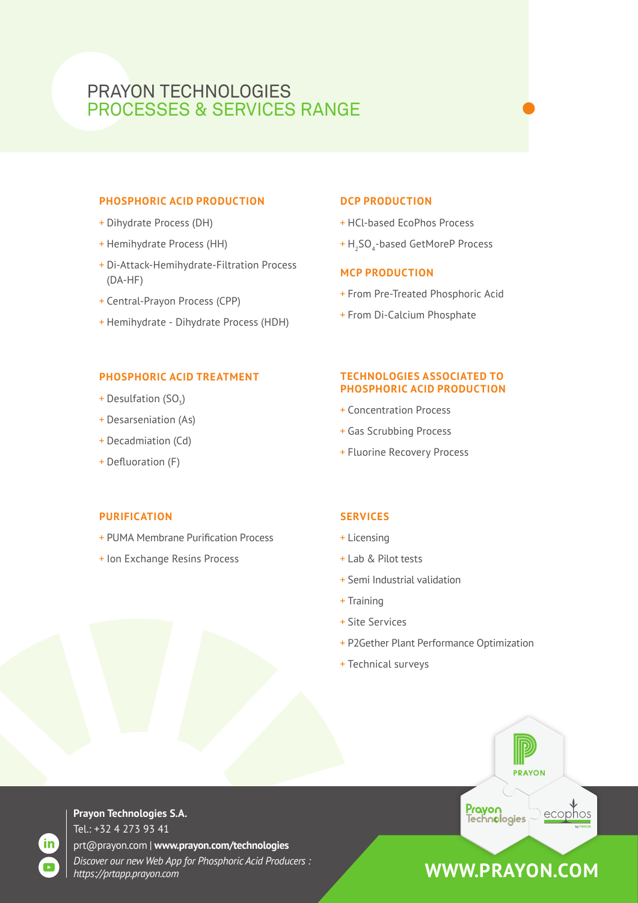# PRAYON TECHNOLOGIES
## PROCESSES & SERVICES RANGE

### PHOSPHORIC ACID PRODUCTION

- + Dihydrate Process (DH)
- + Hemihydrate Process (HH)
- + Di-Attack-Hemihydrate-Filtration Process (DA-HF)
- + Central-Prayon Process (CPP)
- + Hemihydrate - Dihydrate Process (HDH)

### DCP PRODUCTION

- + HCl-based EcoPhos Process
- + $H_2SO_4$-based GetMoreP Process

### MCP PRODUCTION

- + From Pre-Treated Phosphoric Acid
- + From Di-Calcium Phosphate

### PHOSPHORIC ACID TREATMENT

- + Desulfation ($SO_3$)
- + Desarseniation (As)
- + Decadmiation (Cd)
- + Defluoration (F)

### TECHNOLOGIES ASSOCIATED TO PHOSPHORIC ACID PRODUCTION

- + Concentration Process
- + Gas Scrubbing Process
- + Fluorine Recovery Process

### PURIFICATION

- + PUMA Membrane Purification Process
- + Ion Exchange Resins Process

### SERVICES

- + Licensing
- + Lab & Pilot tests
- + Semi Industrial validation
- + Training
- + Site Services
- + P2Gether Plant Performance Optimization
- + Technical surveys

PRAYON

Prayon Technologies

ecophos

**Prayon Technologies S.A.**
Tel.: +32 4 273 93 41
prt@prayon.com | **www.prayon.com/technologies**
*Discover our new Web App for Phosphoric Acid Producers : https://prtapp.prayon.com*

**WWW.PRAYON.COM**